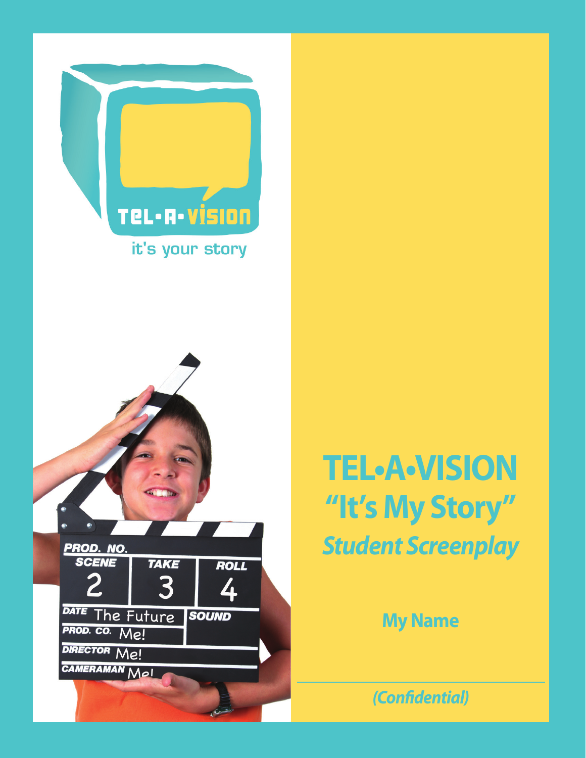TEL•A•VISION

it's your story

# TEL•A•VISION

## *"It's My Story"*

### *Student Screenplay*

**My Name**

*(Confidential)*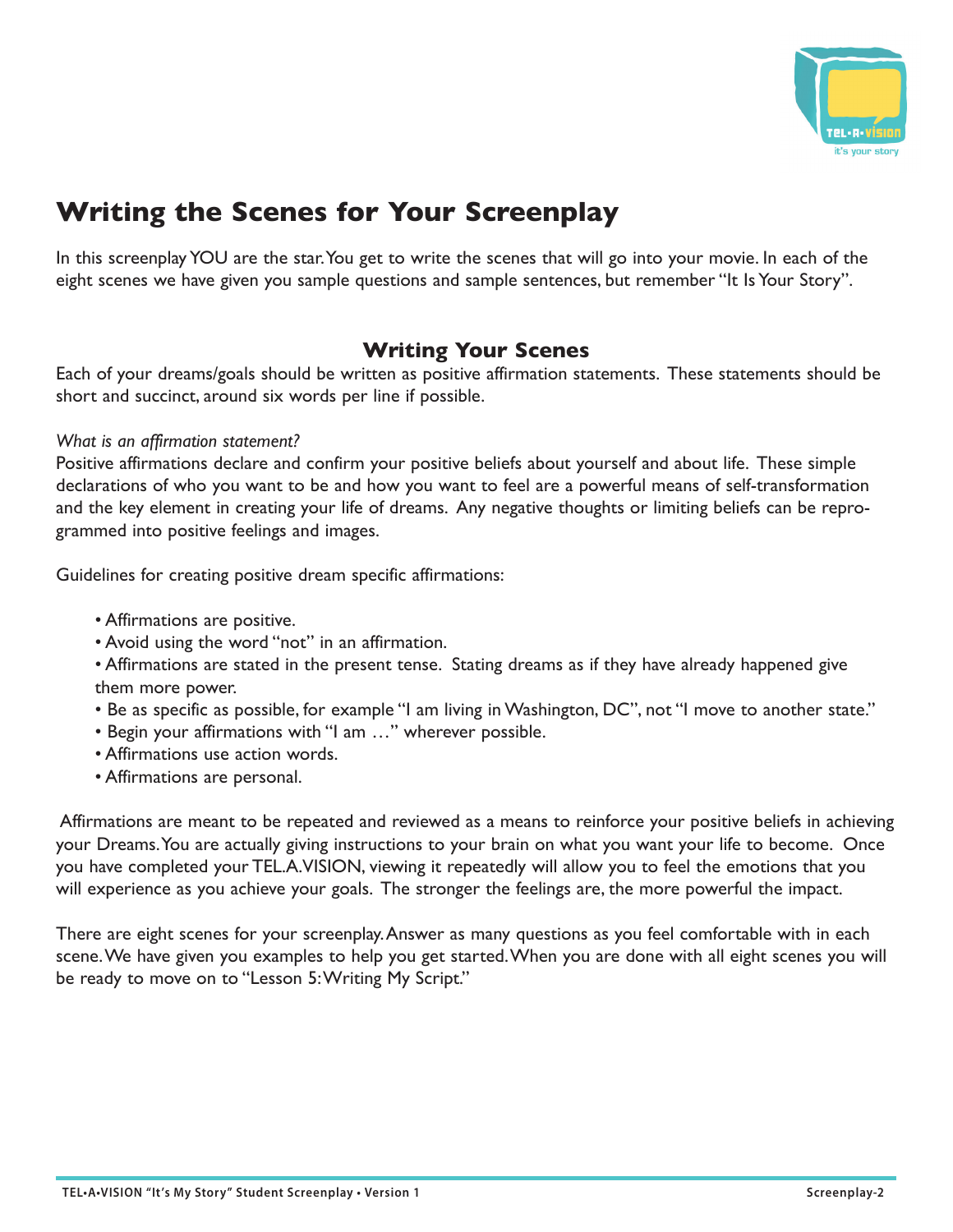# Writing the Scenes for Your Screenplay

In this screenplay YOU are the star. You get to write the scenes that will go into your movie. In each of the eight scenes we have given you sample questions and sample sentences, but remember "It Is Your Story".

## Writing Your Scenes

Each of your dreams/goals should be written as positive affirmation statements. These statements should be short and succinct, around six words per line if possible.

*What is an affirmation statement?*

Positive affirmations declare and confirm your positive beliefs about yourself and about life. These simple declarations of who you want to be and how you want to feel are a powerful means of self-transformation and the key element in creating your life of dreams. Any negative thoughts or limiting beliefs can be reprogrammed into positive feelings and images.

Guidelines for creating positive dream specific affirmations:

- Affirmations are positive.
- Avoid using the word "not" in an affirmation.
- Affirmations are stated in the present tense. Stating dreams as if they have already happened give them more power.
- Be as specific as possible, for example "I am living in Washington, DC", not "I move to another state."
- Begin your affirmations with "I am …" wherever possible.
- Affirmations use action words.
- Affirmations are personal.

Affirmations are meant to be repeated and reviewed as a means to reinforce your positive beliefs in achieving your Dreams. You are actually giving instructions to your brain on what you want your life to become. Once you have completed your TEL.A.VISION, viewing it repeatedly will allow you to feel the emotions that you will experience as you achieve your goals. The stronger the feelings are, the more powerful the impact.

There are eight scenes for your screenplay. Answer as many questions as you feel comfortable with in each scene. We have given you examples to help you get started. When you are done with all eight scenes you will be ready to move on to "Lesson 5: Writing My Script."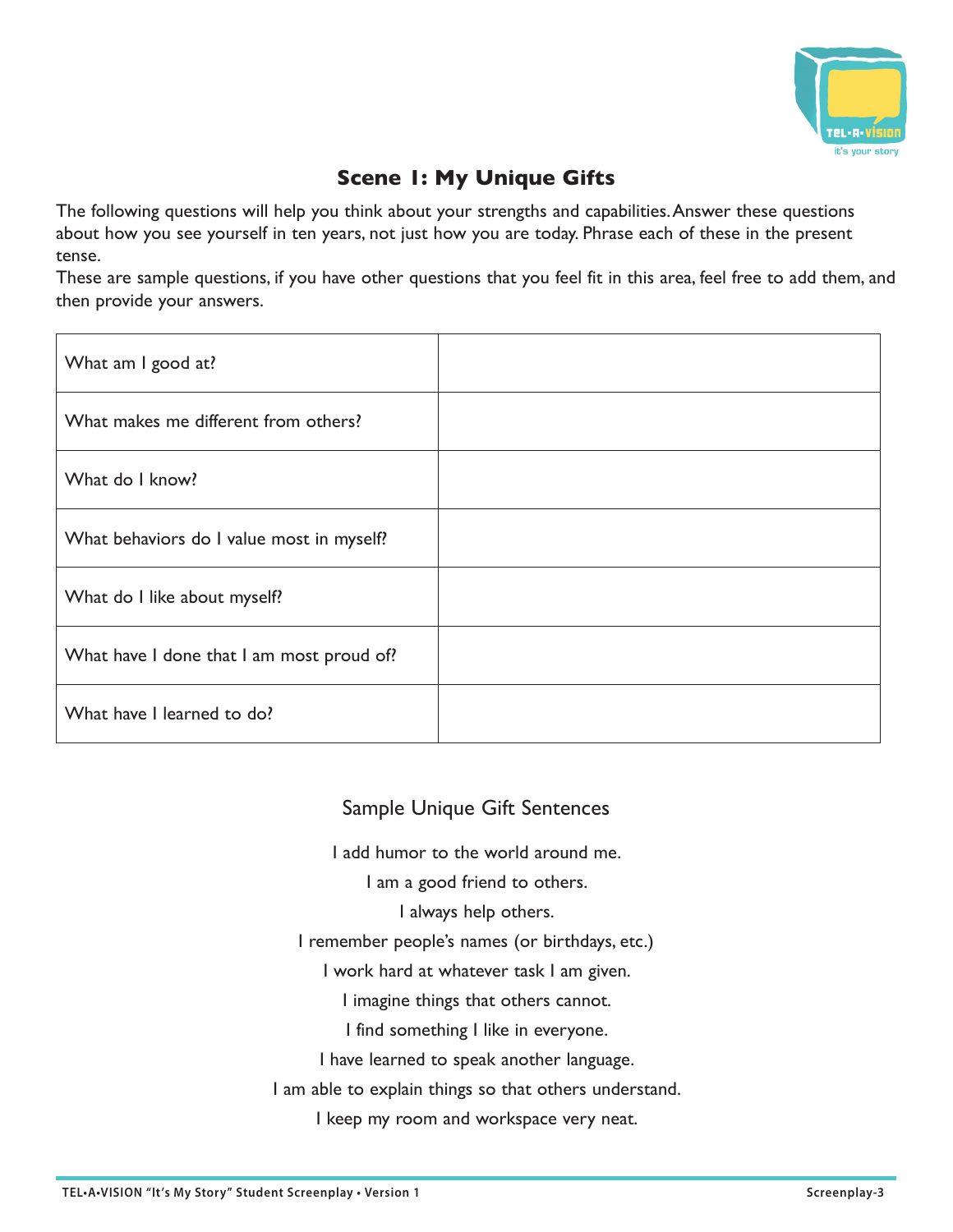## Scene 1: My Unique Gifts

The following questions will help you think about your strengths and capabilities. Answer these questions about how you see yourself in ten years, not just how you are today. Phrase each of these in the present tense.

These are sample questions, if you have other questions that you feel fit in this area, feel free to add them, and then provide your answers.

| | |
|---|---|
| What am I good at? | |
| What makes me different from others? | |
| What do I know? | |
| What behaviors do I value most in myself? | |
| What do I like about myself? | |
| What have I done that I am most proud of? | |
| What have I learned to do? | |

### Sample Unique Gift Sentences

I add humor to the world around me.

I am a good friend to others.

I always help others.

I remember people's names (or birthdays, etc.)

I work hard at whatever task I am given.

I imagine things that others cannot.

I find something I like in everyone.

I have learned to speak another language.

I am able to explain things so that others understand.

I keep my room and workspace very neat.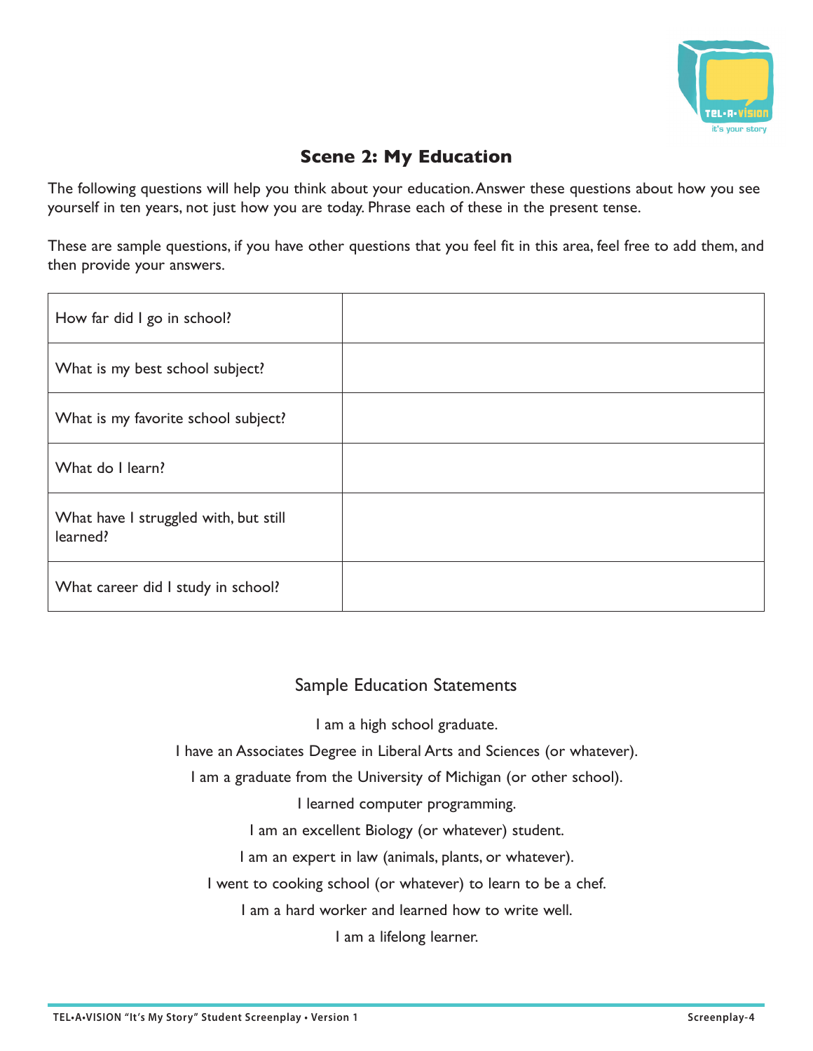# Scene 2: My Education

The following questions will help you think about your education. Answer these questions about how you see yourself in ten years, not just how you are today. Phrase each of these in the present tense.

These are sample questions, if you have other questions that you feel fit in this area, feel free to add them, and then provide your answers.

| | |
|---|---|
| How far did I go in school? | |
| What is my best school subject? | |
| What is my favorite school subject? | |
| What do I learn? | |
| What have I struggled with, but still learned? | |
| What career did I study in school? | |

## Sample Education Statements

I am a high school graduate.

I have an Associates Degree in Liberal Arts and Sciences (or whatever).

I am a graduate from the University of Michigan (or other school).

I learned computer programming.

I am an excellent Biology (or whatever) student.

I am an expert in law (animals, plants, or whatever).

I went to cooking school (or whatever) to learn to be a chef.

I am a hard worker and learned how to write well.

I am a lifelong learner.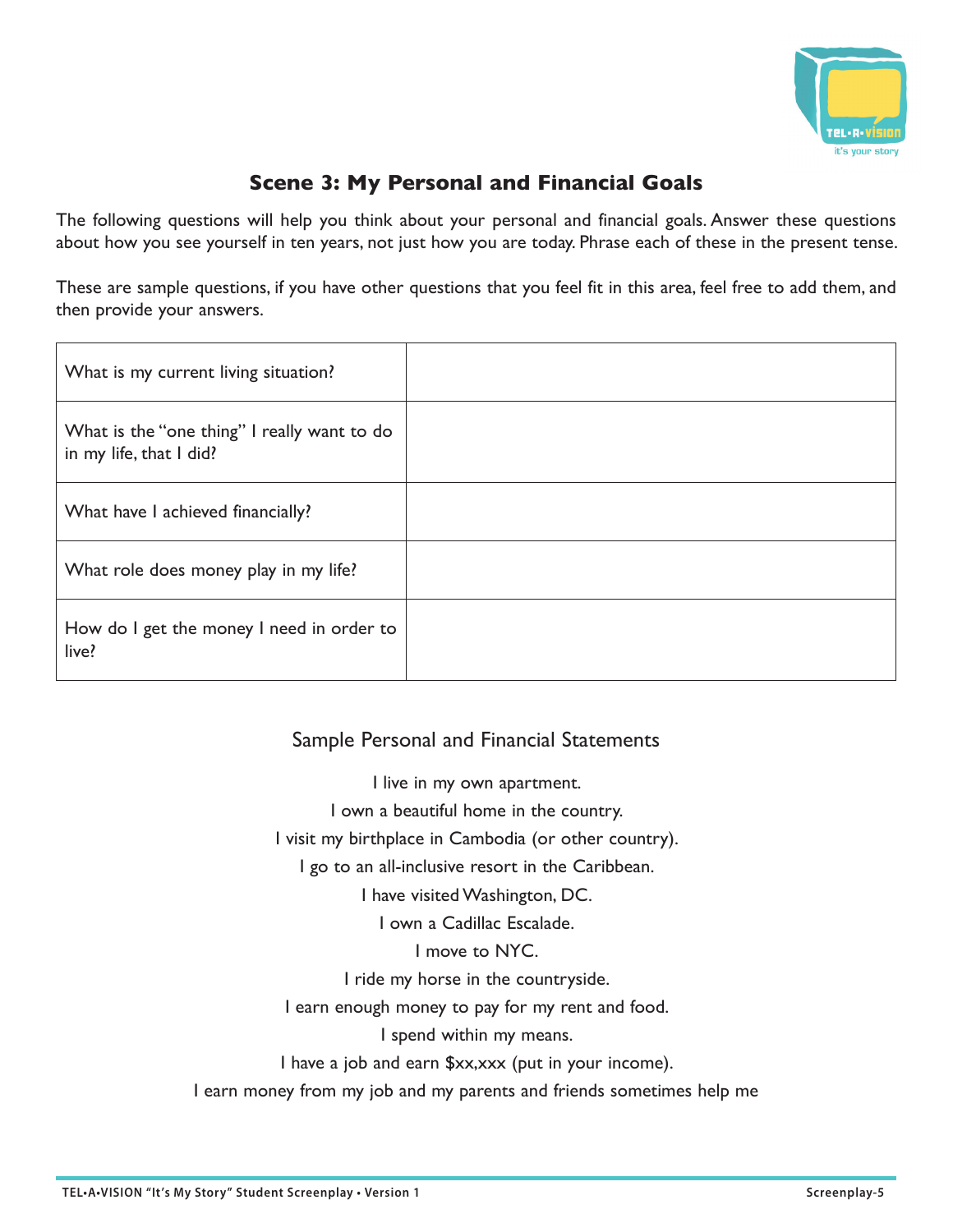## Scene 3: My Personal and Financial Goals

The following questions will help you think about your personal and financial goals. Answer these questions about how you see yourself in ten years, not just how you are today. Phrase each of these in the present tense.

These are sample questions, if you have other questions that you feel fit in this area, feel free to add them, and then provide your answers.

| | |
|---|---|
| What is my current living situation? | |
| What is the "one thing" I really want to do in my life, that I did? | |
| What have I achieved financially? | |
| What role does money play in my life? | |
| How do I get the money I need in order to live? | |

### Sample Personal and Financial Statements

I live in my own apartment.

I own a beautiful home in the country.

I visit my birthplace in Cambodia (or other country).

I go to an all-inclusive resort in the Caribbean.

I have visited Washington, DC.

I own a Cadillac Escalade.

I move to NYC.

I ride my horse in the countryside.

I earn enough money to pay for my rent and food.

I spend within my means.

I have a job and earn $xx,xxx (put in your income).

I earn money from my job and my parents and friends sometimes help me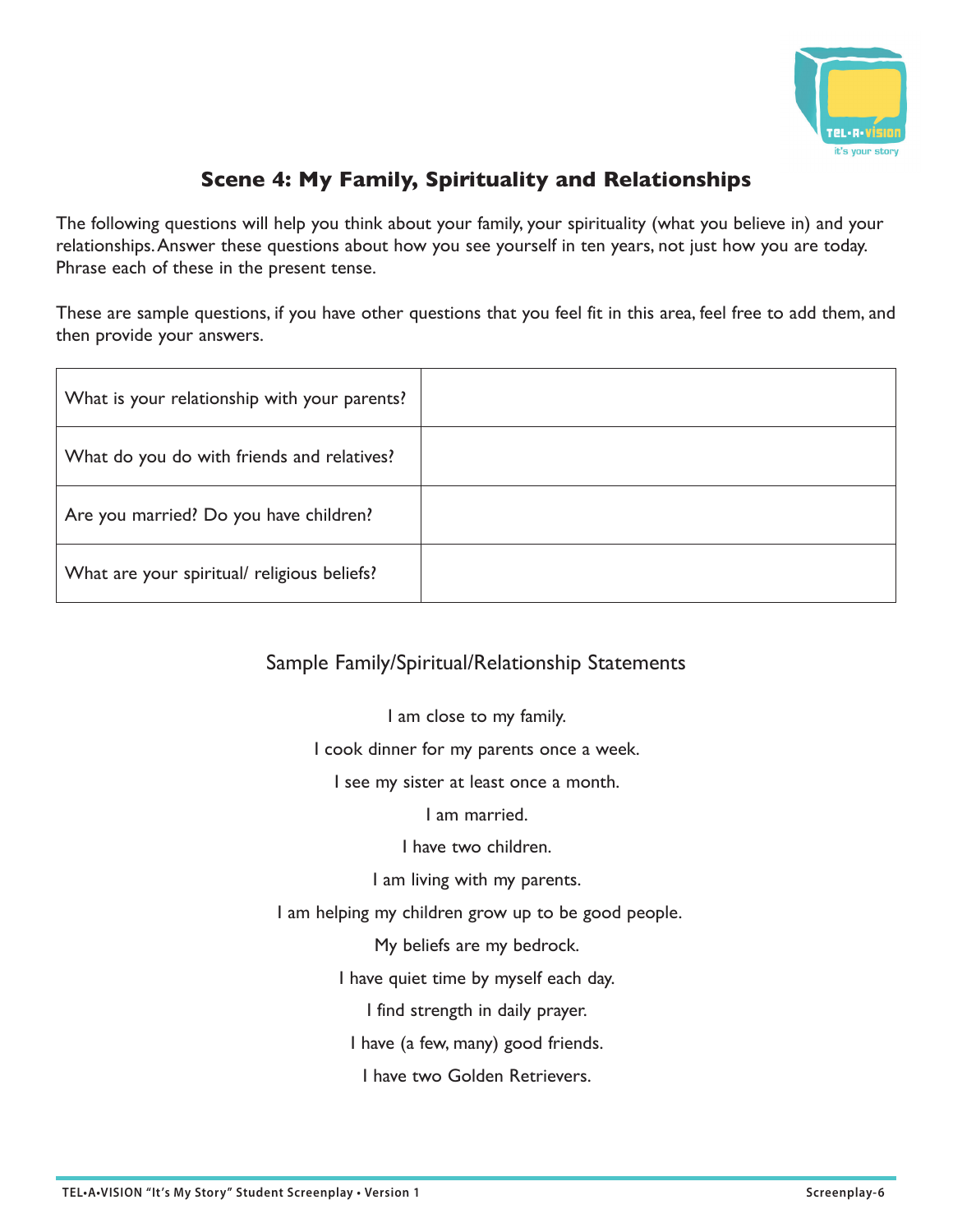## Scene 4: My Family, Spirituality and Relationships

The following questions will help you think about your family, your spirituality (what you believe in) and your relationships. Answer these questions about how you see yourself in ten years, not just how you are today. Phrase each of these in the present tense.

These are sample questions, if you have other questions that you feel fit in this area, feel free to add them, and then provide your answers.

| | |
|---|---|
| What is your relationship with your parents? | |
| What do you do with friends and relatives? | |
| Are you married? Do you have children? | |
| What are your spiritual/ religious beliefs? | |

### Sample Family/Spiritual/Relationship Statements

I am close to my family.

I cook dinner for my parents once a week.

I see my sister at least once a month.

I am married.

I have two children.

I am living with my parents.

I am helping my children grow up to be good people.

My beliefs are my bedrock.

I have quiet time by myself each day.

I find strength in daily prayer.

I have (a few, many) good friends.

I have two Golden Retrievers.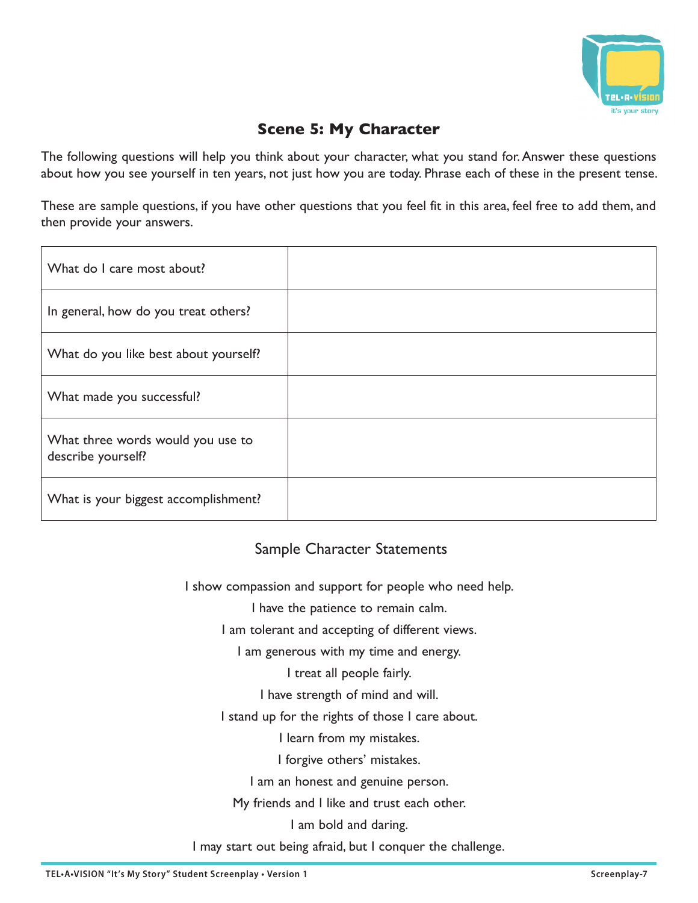## Scene 5: My Character

The following questions will help you think about your character, what you stand for. Answer these questions about how you see yourself in ten years, not just how you are today. Phrase each of these in the present tense.

These are sample questions, if you have other questions that you feel fit in this area, feel free to add them, and then provide your answers.

| | |
|---|---|
| What do I care most about? | |
| In general, how do you treat others? | |
| What do you like best about yourself? | |
| What made you successful? | |
| What three words would you use to describe yourself? | |
| What is your biggest accomplishment? | |

### Sample Character Statements

I show compassion and support for people who need help.

I have the patience to remain calm.

I am tolerant and accepting of different views.

I am generous with my time and energy.

I treat all people fairly.

I have strength of mind and will.

I stand up for the rights of those I care about.

I learn from my mistakes.

I forgive others' mistakes.

I am an honest and genuine person.

My friends and I like and trust each other.

I am bold and daring.

I may start out being afraid, but I conquer the challenge.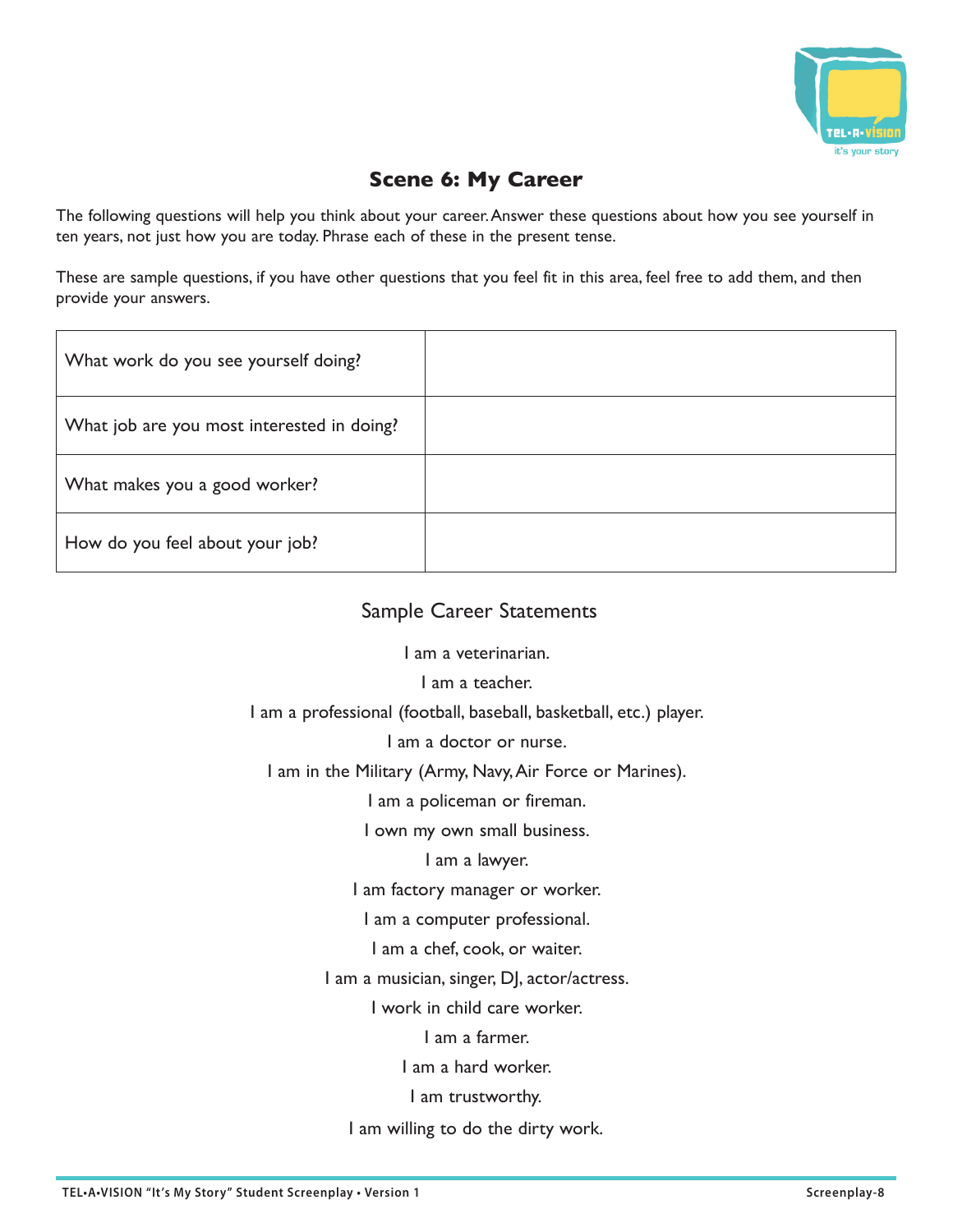# Scene 6: My Career

The following questions will help you think about your career. Answer these questions about how you see yourself in ten years, not just how you are today. Phrase each of these in the present tense.

These are sample questions, if you have other questions that you feel fit in this area, feel free to add them, and then provide your answers.

| | |
|---|---|
| What work do you see yourself doing? | |
| What job are you most interested in doing? | |
| What makes you a good worker? | |
| How do you feel about your job? | |

## Sample Career Statements

I am a veterinarian.

I am a teacher.

I am a professional (football, baseball, basketball, etc.) player.

I am a doctor or nurse.

I am in the Military (Army, Navy, Air Force or Marines).

I am a policeman or fireman.

I own my own small business.

I am a lawyer.

I am factory manager or worker.

I am a computer professional.

I am a chef, cook, or waiter.

I am a musician, singer, DJ, actor/actress.

I work in child care worker.

I am a farmer.

I am a hard worker.

I am trustworthy.

I am willing to do the dirty work.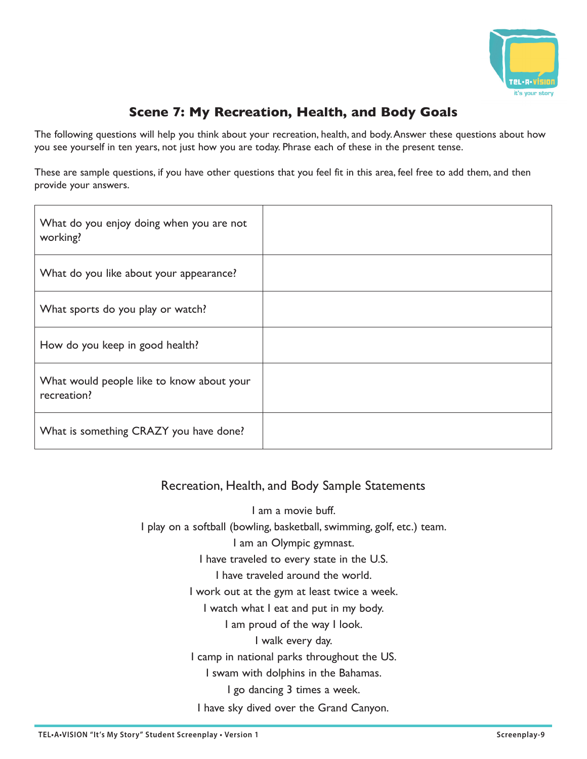## Scene 7: My Recreation, Health, and Body Goals

The following questions will help you think about your recreation, health, and body. Answer these questions about how you see yourself in ten years, not just how you are today. Phrase each of these in the present tense.

These are sample questions, if you have other questions that you feel fit in this area, feel free to add them, and then provide your answers.

| | |
|---|---|
| What do you enjoy doing when you are not working? | |
| What do you like about your appearance? | |
| What sports do you play or watch? | |
| How do you keep in good health? | |
| What would people like to know about your recreation? | |
| What is something CRAZY you have done? | |

### Recreation, Health, and Body Sample Statements

I am a movie buff.
I play on a softball (bowling, basketball, swimming, golf, etc.) team.
I am an Olympic gymnast.
I have traveled to every state in the U.S.
I have traveled around the world.
I work out at the gym at least twice a week.
I watch what I eat and put in my body.
I am proud of the way I look.
I walk every day.
I camp in national parks throughout the US.
I swam with dolphins in the Bahamas.
I go dancing 3 times a week.
I have sky dived over the Grand Canyon.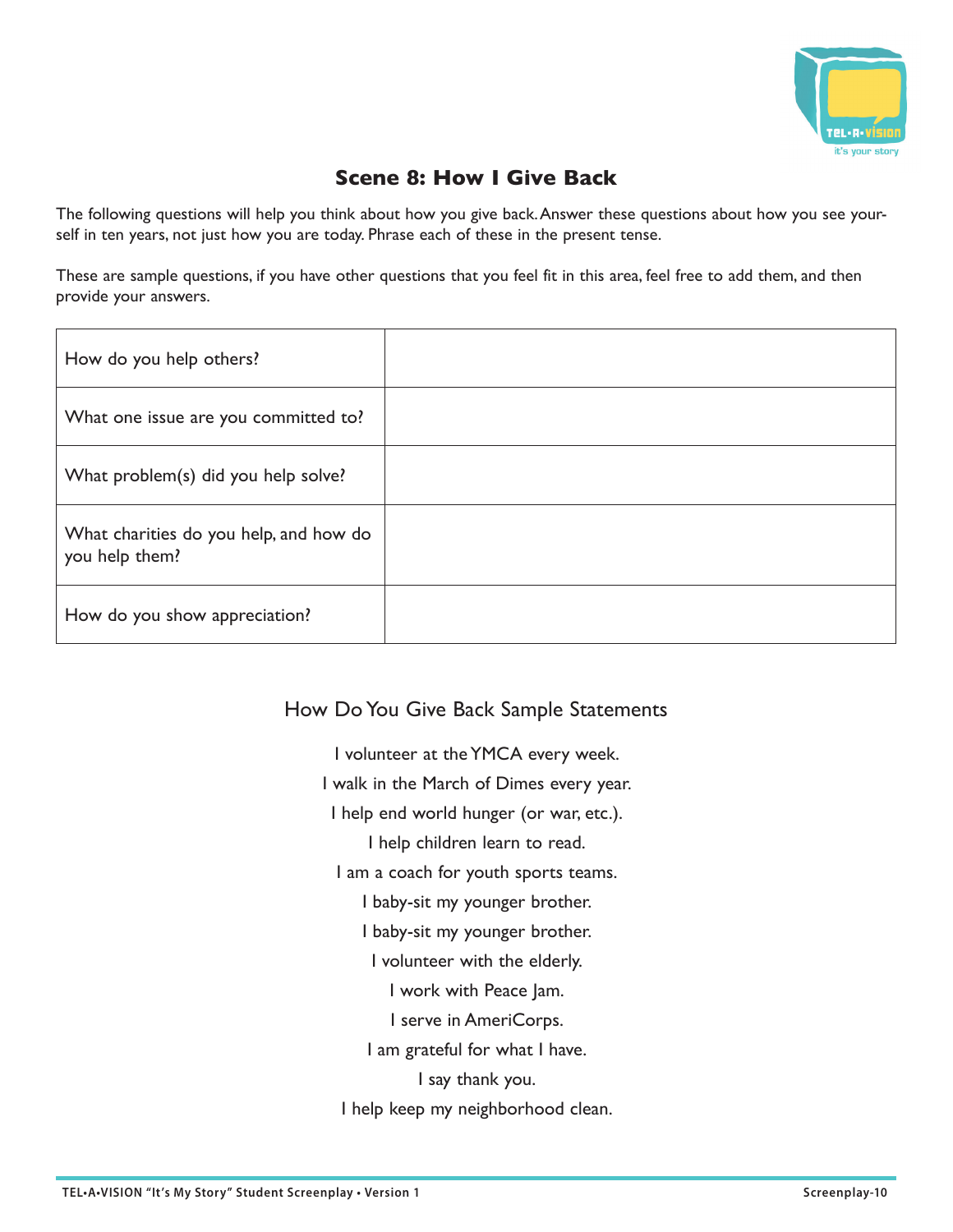# Scene 8: How I Give Back

The following questions will help you think about how you give back. Answer these questions about how you see yourself in ten years, not just how you are today. Phrase each of these in the present tense.

These are sample questions, if you have other questions that you feel fit in this area, feel free to add them, and then provide your answers.

| | |
|---|---|
| How do you help others? | |
| What one issue are you committed to? | |
| What problem(s) did you help solve? | |
| What charities do you help, and how do you help them? | |
| How do you show appreciation? | |

## How Do You Give Back Sample Statements

I volunteer at the YMCA every week.

I walk in the March of Dimes every year.

I help end world hunger (or war, etc.).

I help children learn to read.

I am a coach for youth sports teams.

I baby-sit my younger brother.

I baby-sit my younger brother.

I volunteer with the elderly.

I work with Peace Jam.

I serve in AmeriCorps.

I am grateful for what I have.

I say thank you.

I help keep my neighborhood clean.